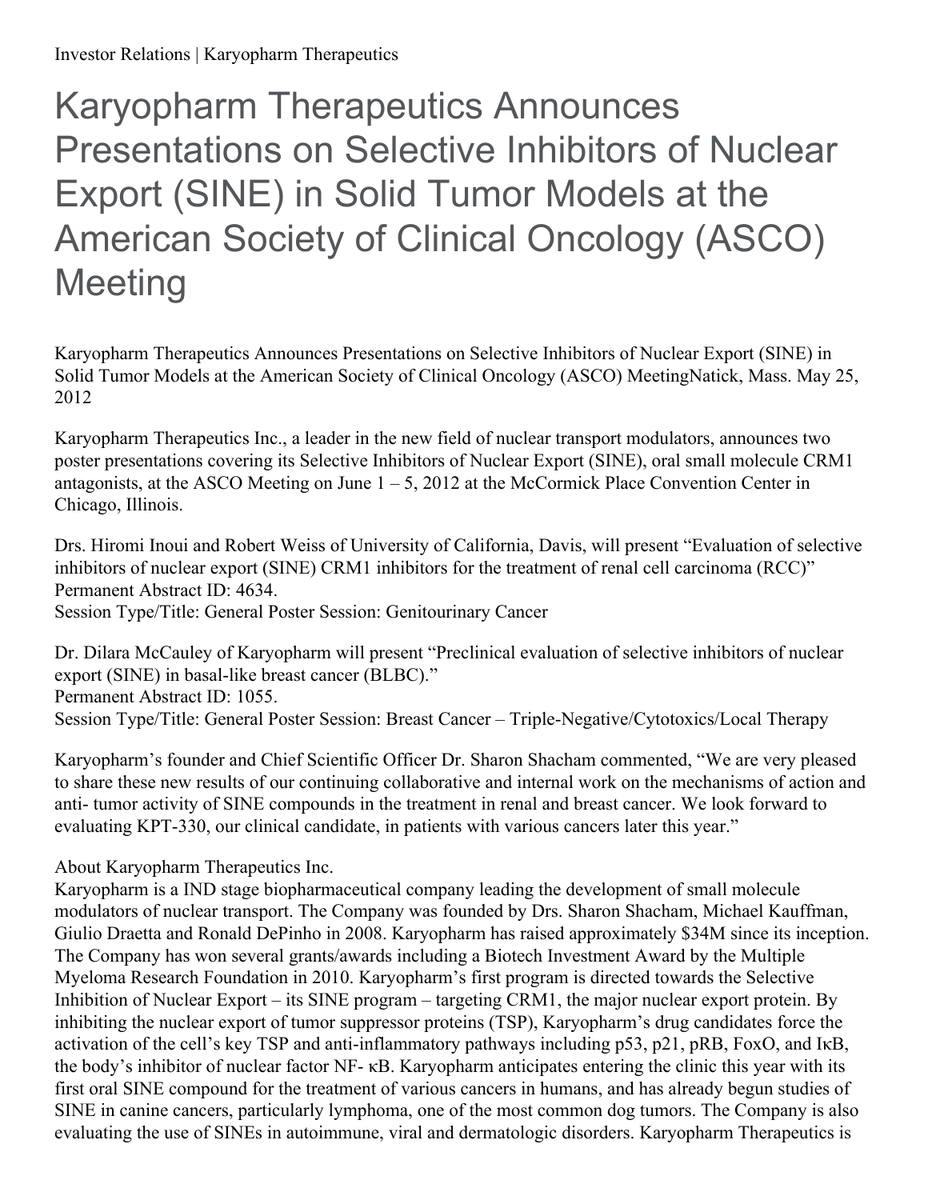Investor Relations | Karyopharm Therapeutics

# Karyopharm Therapeutics Announces Presentations on Selective Inhibitors of Nuclear Export (SINE) in Solid Tumor Models at the American Society of Clinical Oncology (ASCO) Meeting

Karyopharm Therapeutics Announces Presentations on Selective Inhibitors of Nuclear Export (SINE) in Solid Tumor Models at the American Society of Clinical Oncology (ASCO) MeetingNatick, Mass. May 25, 2012

Karyopharm Therapeutics Inc., a leader in the new field of nuclear transport modulators, announces two poster presentations covering its Selective Inhibitors of Nuclear Export (SINE), oral small molecule CRM1 antagonists, at the ASCO Meeting on June 1 – 5, 2012 at the McCormick Place Convention Center in Chicago, Illinois.

Drs. Hiromi Inoui and Robert Weiss of University of California, Davis, will present "Evaluation of selective inhibitors of nuclear export (SINE) CRM1 inhibitors for the treatment of renal cell carcinoma (RCC)"
Permanent Abstract ID: 4634.
Session Type/Title: General Poster Session: Genitourinary Cancer

Dr. Dilara McCauley of Karyopharm will present "Preclinical evaluation of selective inhibitors of nuclear export (SINE) in basal-like breast cancer (BLBC)."
Permanent Abstract ID: 1055.
Session Type/Title: General Poster Session: Breast Cancer – Triple-Negative/Cytotoxics/Local Therapy

Karyopharm's founder and Chief Scientific Officer Dr. Sharon Shacham commented, "We are very pleased to share these new results of our continuing collaborative and internal work on the mechanisms of action and anti- tumor activity of SINE compounds in the treatment in renal and breast cancer. We look forward to evaluating KPT-330, our clinical candidate, in patients with various cancers later this year."

About Karyopharm Therapeutics Inc.
Karyopharm is a IND stage biopharmaceutical company leading the development of small molecule modulators of nuclear transport. The Company was founded by Drs. Sharon Shacham, Michael Kauffman, Giulio Draetta and Ronald DePinho in 2008. Karyopharm has raised approximately $34M since its inception. The Company has won several grants/awards including a Biotech Investment Award by the Multiple Myeloma Research Foundation in 2010. Karyopharm's first program is directed towards the Selective Inhibition of Nuclear Export – its SINE program – targeting CRM1, the major nuclear export protein. By inhibiting the nuclear export of tumor suppressor proteins (TSP), Karyopharm's drug candidates force the activation of the cell's key TSP and anti-inflammatory pathways including p53, p21, pRB, FoxO, and IκB, the body's inhibitor of nuclear factor NF- κB. Karyopharm anticipates entering the clinic this year with its first oral SINE compound for the treatment of various cancers in humans, and has already begun studies of SINE in canine cancers, particularly lymphoma, one of the most common dog tumors. The Company is also evaluating the use of SINEs in autoimmune, viral and dermatologic disorders. Karyopharm Therapeutics is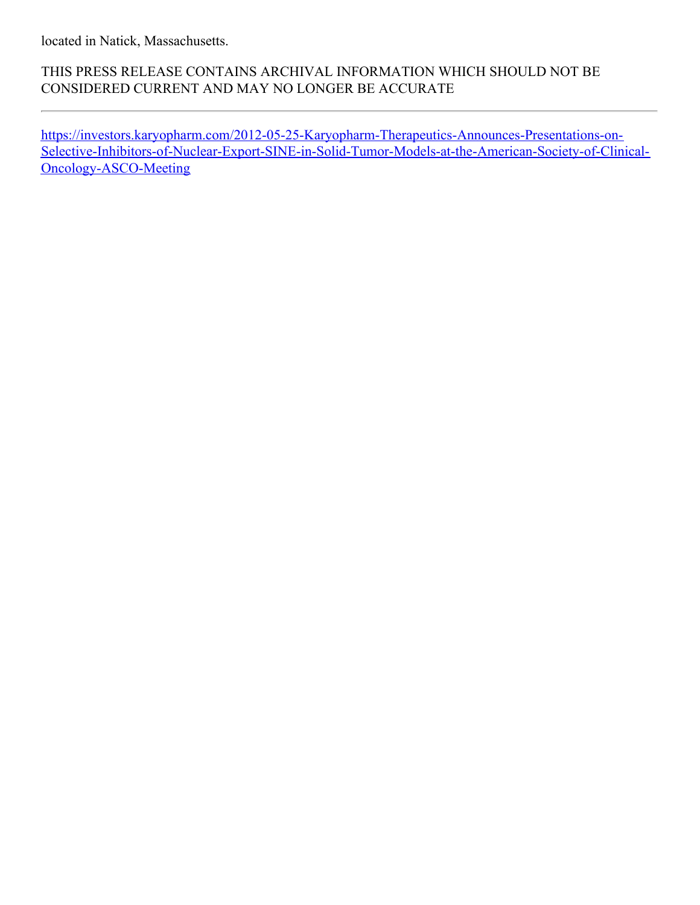located in Natick, Massachusetts.

THIS PRESS RELEASE CONTAINS ARCHIVAL INFORMATION WHICH SHOULD NOT BE CONSIDERED CURRENT AND MAY NO LONGER BE ACCURATE

---

https://investors.karyopharm.com/2012-05-25-Karyopharm-Therapeutics-Announces-Presentations-on-Selective-Inhibitors-of-Nuclear-Export-SINE-in-Solid-Tumor-Models-at-the-American-Society-of-Clinical-Oncology-ASCO-Meeting